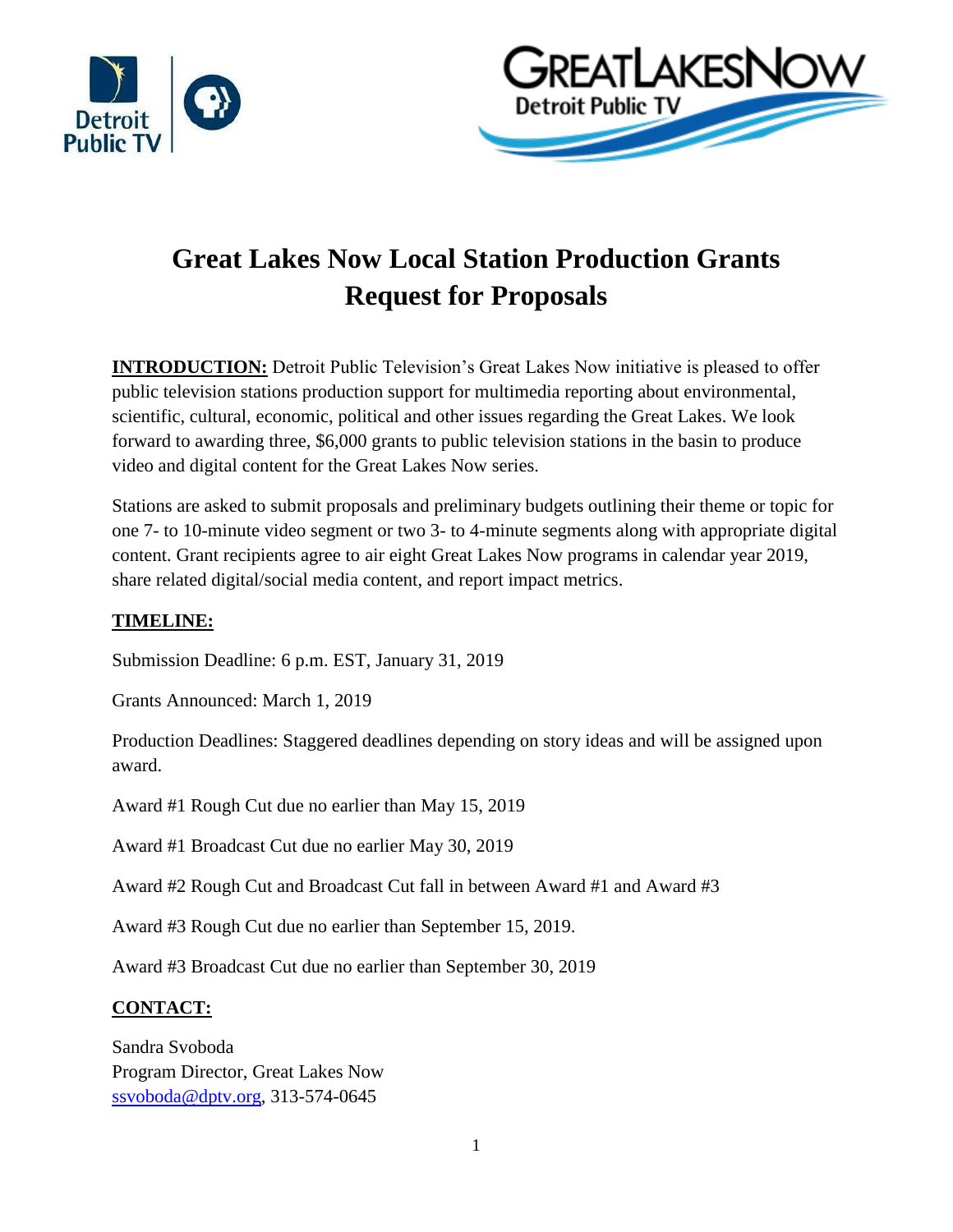# Great Lakes Now Local Station Production Grants Request for Proposals

**INTRODUCTION:** Detroit Public Television's Great Lakes Now initiative is pleased to offer public television stations production support for multimedia reporting about environmental, scientific, cultural, economic, political and other issues regarding the Great Lakes. We look forward to awarding three, $6,000 grants to public television stations in the basin to produce video and digital content for the Great Lakes Now series.

Stations are asked to submit proposals and preliminary budgets outlining their theme or topic for one 7- to 10-minute video segment or two 3- to 4-minute segments along with appropriate digital content. Grant recipients agree to air eight Great Lakes Now programs in calendar year 2019, share related digital/social media content, and report impact metrics.

**TIMELINE:**

Submission Deadline: 6 p.m. EST, January 31, 2019

Grants Announced: March 1, 2019

Production Deadlines: Staggered deadlines depending on story ideas and will be assigned upon award.

Award #1 Rough Cut due no earlier than May 15, 2019

Award #1 Broadcast Cut due no earlier May 30, 2019

Award #2 Rough Cut and Broadcast Cut fall in between Award #1 and Award #3

Award #3 Rough Cut due no earlier than September 15, 2019.

Award #3 Broadcast Cut due no earlier than September 30, 2019

**CONTACT:**

Sandra Svoboda
Program Director, Great Lakes Now
ssvoboda@dptv.org, 313-574-0645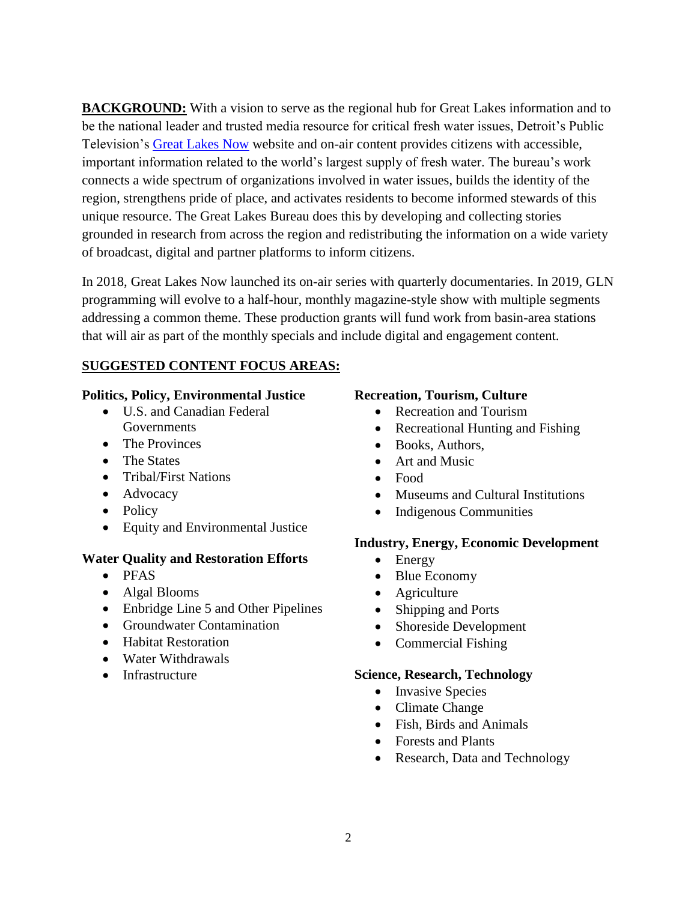**BACKGROUND:** With a vision to serve as the regional hub for Great Lakes information and to be the national leader and trusted media resource for critical fresh water issues, Detroit's Public Television's [Great Lakes Now](#) website and on-air content provides citizens with accessible, important information related to the world's largest supply of fresh water. The bureau's work connects a wide spectrum of organizations involved in water issues, builds the identity of the region, strengthens pride of place, and activates residents to become informed stewards of this unique resource. The Great Lakes Bureau does this by developing and collecting stories grounded in research from across the region and redistributing the information on a wide variety of broadcast, digital and partner platforms to inform citizens.

In 2018, Great Lakes Now launched its on-air series with quarterly documentaries. In 2019, GLN programming will evolve to a half-hour, monthly magazine-style show with multiple segments addressing a common theme. These production grants will fund work from basin-area stations that will air as part of the monthly specials and include digital and engagement content.

**SUGGESTED CONTENT FOCUS AREAS:**

**Politics, Policy, Environmental Justice**

- U.S. and Canadian Federal Governments
- The Provinces
- The States
- Tribal/First Nations
- Advocacy
- Policy
- Equity and Environmental Justice

**Water Quality and Restoration Efforts**

- PFAS
- Algal Blooms
- Enbridge Line 5 and Other Pipelines
- Groundwater Contamination
- Habitat Restoration
- Water Withdrawals
- Infrastructure

**Recreation, Tourism, Culture**

- Recreation and Tourism
- Recreational Hunting and Fishing
- Books, Authors,
- Art and Music
- Food
- Museums and Cultural Institutions
- Indigenous Communities

**Industry, Energy, Economic Development**

- Energy
- Blue Economy
- Agriculture
- Shipping and Ports
- Shoreside Development
- Commercial Fishing

**Science, Research, Technology**

- Invasive Species
- Climate Change
- Fish, Birds and Animals
- Forests and Plants
- Research, Data and Technology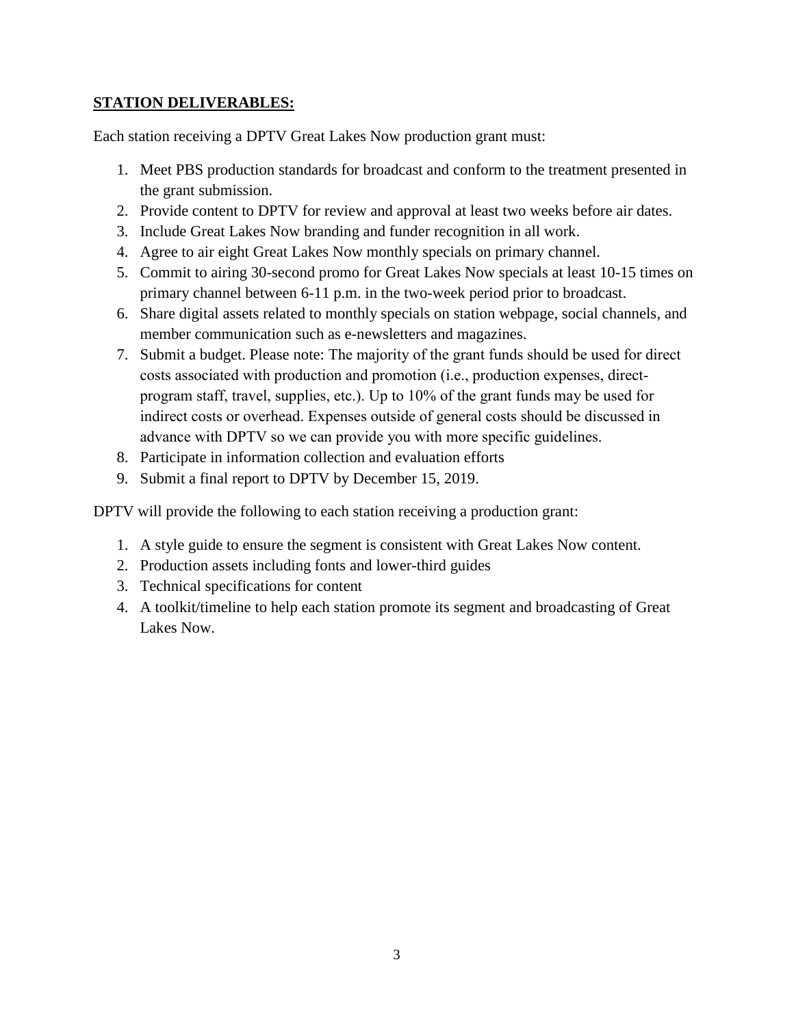**STATION DELIVERABLES:**

Each station receiving a DPTV Great Lakes Now production grant must:

1. Meet PBS production standards for broadcast and conform to the treatment presented in the grant submission.
2. Provide content to DPTV for review and approval at least two weeks before air dates.
3. Include Great Lakes Now branding and funder recognition in all work.
4. Agree to air eight Great Lakes Now monthly specials on primary channel.
5. Commit to airing 30-second promo for Great Lakes Now specials at least 10-15 times on primary channel between 6-11 p.m. in the two-week period prior to broadcast.
6. Share digital assets related to monthly specials on station webpage, social channels, and member communication such as e-newsletters and magazines.
7. Submit a budget. Please note: The majority of the grant funds should be used for direct costs associated with production and promotion (i.e., production expenses, direct-program staff, travel, supplies, etc.). Up to 10% of the grant funds may be used for indirect costs or overhead. Expenses outside of general costs should be discussed in advance with DPTV so we can provide you with more specific guidelines.
8. Participate in information collection and evaluation efforts
9. Submit a final report to DPTV by December 15, 2019.

DPTV will provide the following to each station receiving a production grant:

1. A style guide to ensure the segment is consistent with Great Lakes Now content.
2. Production assets including fonts and lower-third guides
3. Technical specifications for content
4. A toolkit/timeline to help each station promote its segment and broadcasting of Great Lakes Now.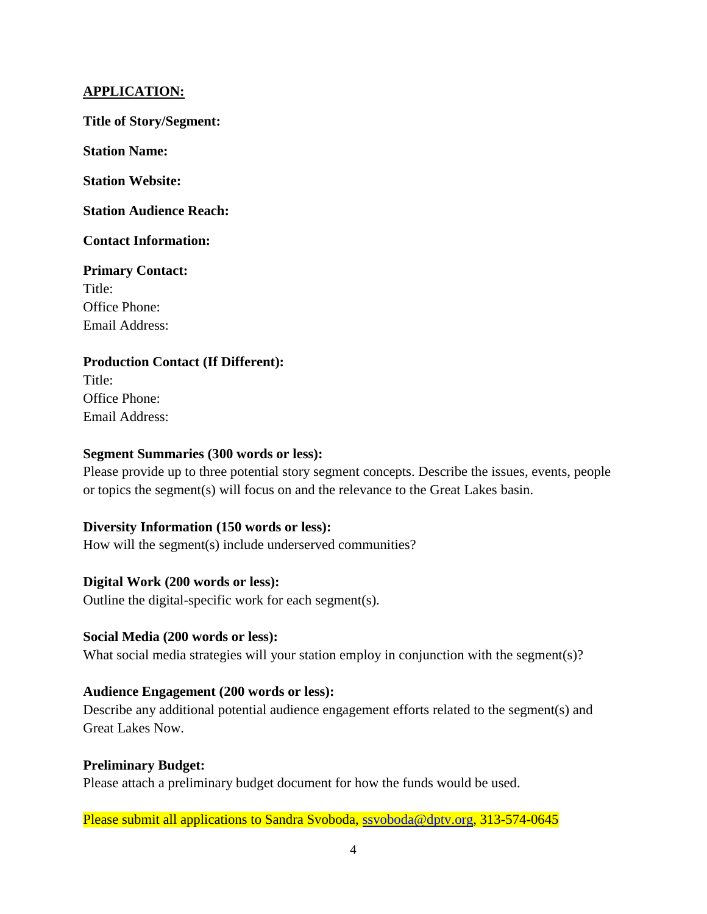## APPLICATION:

**Title of Story/Segment:**

**Station Name:**

**Station Website:**

**Station Audience Reach:**

**Contact Information:**

**Primary Contact:**
Title:
Office Phone:
Email Address:

**Production Contact (If Different):**
Title:
Office Phone:
Email Address:

**Segment Summaries (300 words or less):**
Please provide up to three potential story segment concepts. Describe the issues, events, people or topics the segment(s) will focus on and the relevance to the Great Lakes basin.

**Diversity Information (150 words or less):**
How will the segment(s) include underserved communities?

**Digital Work (200 words or less):**
Outline the digital-specific work for each segment(s).

**Social Media (200 words or less):**
What social media strategies will your station employ in conjunction with the segment(s)?

**Audience Engagement (200 words or less):**
Describe any additional potential audience engagement efforts related to the segment(s) and Great Lakes Now.

**Preliminary Budget:**
Please attach a preliminary budget document for how the funds would be used.

Please submit all applications to Sandra Svoboda, ssvoboda@dptv.org, 313-574-0645